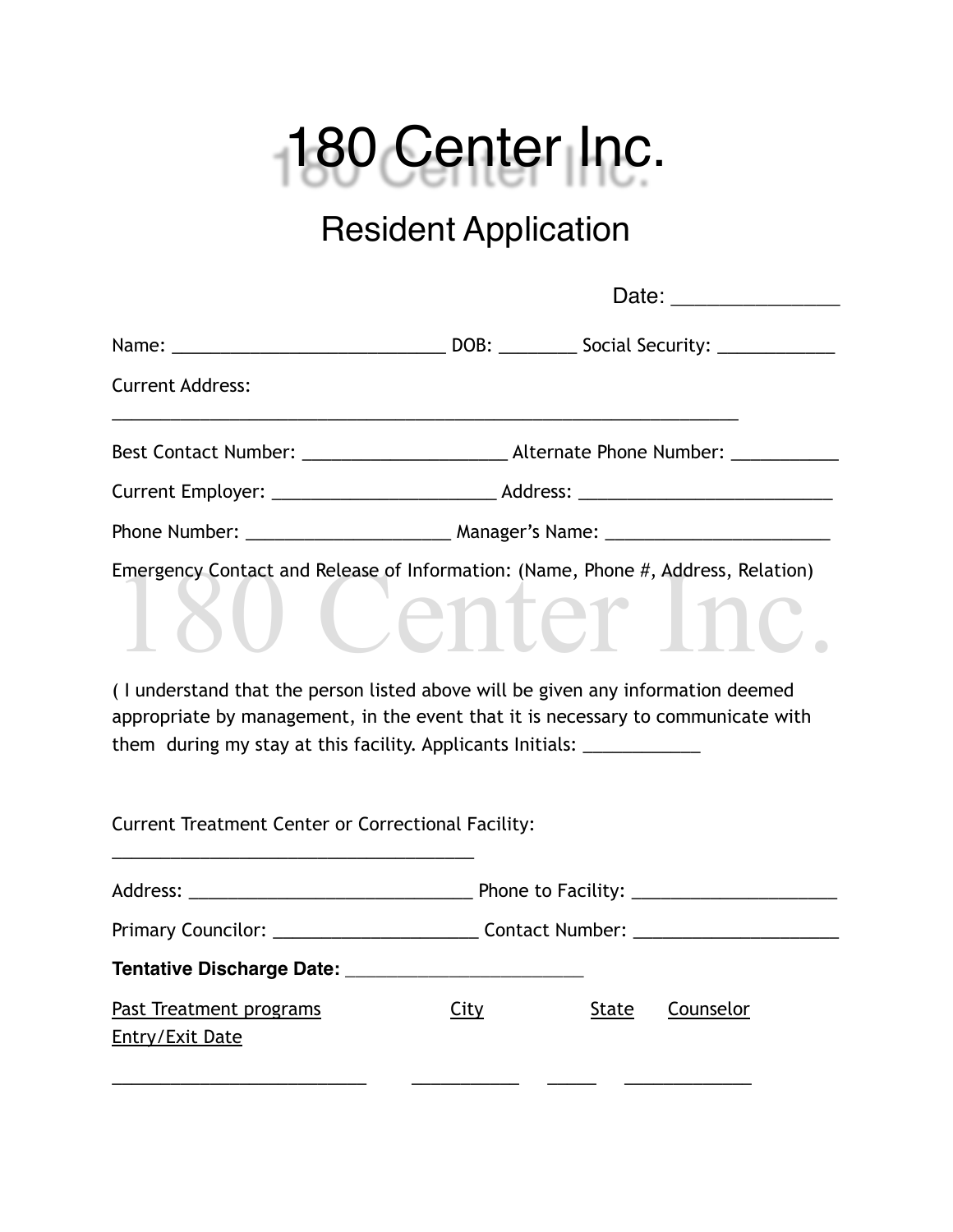# 180 Center Inc.

## Resident Application

Date: _______________

Name: ____________________________ DOB: ________ Social Security: ____________

Current Address:

_________________________________________________________________

Best Contact Number: _____________________ Alternate Phone Number: ___________

Current Employer: _______________________ Address: __________________________

Phone Number: _____________________ Manager's Name: _______________________

Emergency Contact and Release of Information: (Name, Phone #, Address, Relation)

( I understand that the person listed above will be given any information deemed appropriate by management, in the event that it is necessary to communicate with them during my stay at this facility. Applicants Initials: ____________

Current Treatment Center or Correctional Facility:

_____________________________________

Address: _____________________________ Phone to Facility: _____________________

Primary Councilor: _____________________ Contact Number: _____________________

**Tentative Discharge Date:** ________________________

| Past Treatment programs | City | State | Counselor |
|---|---|---|---|
| Entry/Exit Date | | | |
| __________________________ | ___________ | _____ | _____________ |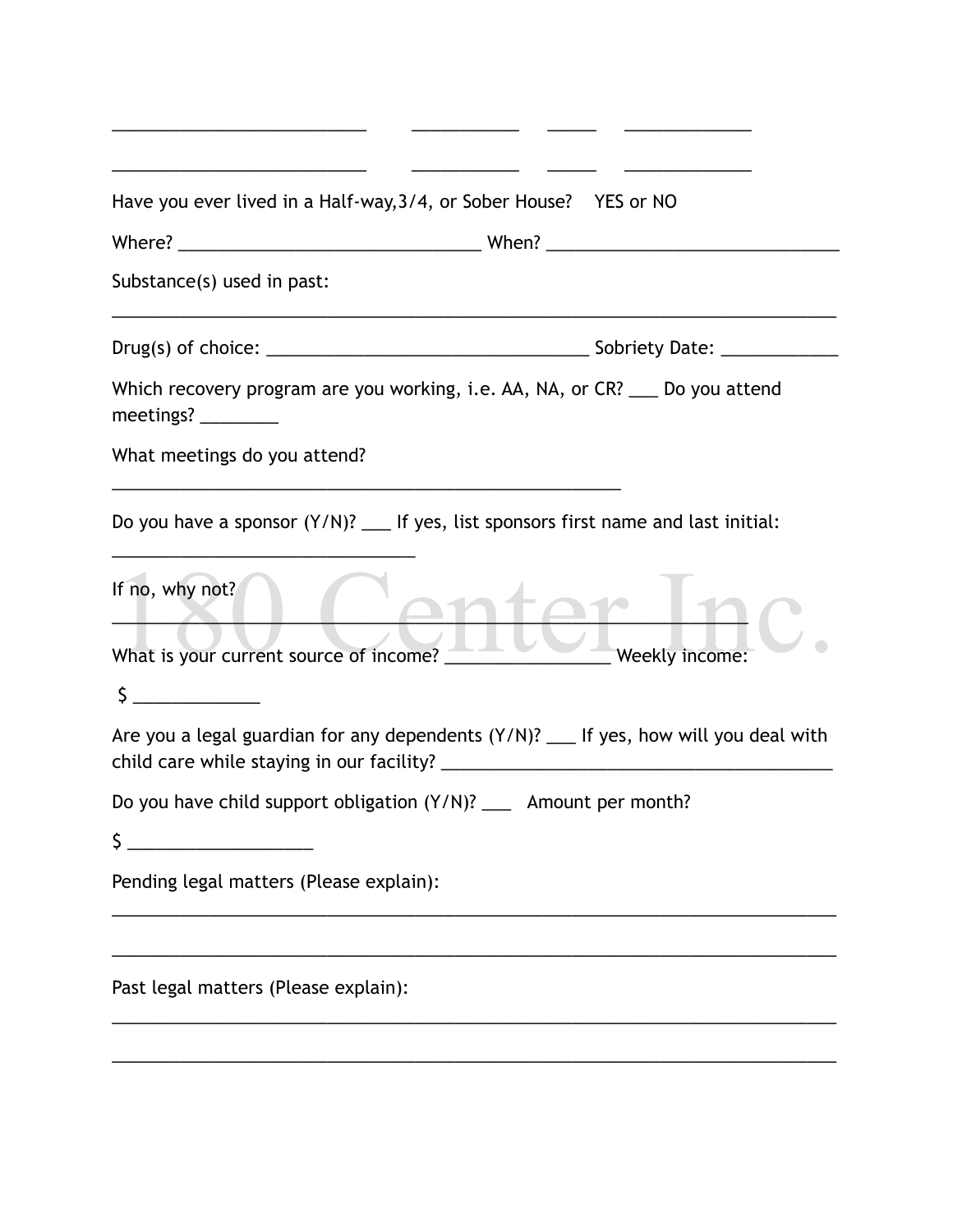___________________________ ___________ _____ _____________

___________________________ ___________ _____ _____________

Have you ever lived in a Half-way,3/4, or Sober House? YES or NO

Where? ________________________________ When? _______________________________

Substance(s) used in past:

_____________________________________________________________________________

Drug(s) of choice: __________________________________ Sobriety Date: ____________

Which recovery program are you working, i.e. AA, NA, or CR? ___ Do you attend meetings? ________

What meetings do you attend?

______________________________________________________

Do you have a sponsor (Y/N)? ___ If yes, list sponsors first name and last initial:

________________________________

If no, why not?

____________________________________________________________________

What is your current source of income? __________________ Weekly income:

$ _____________

Are you a legal guardian for any dependents (Y/N)? ___ If yes, how will you deal with child care while staying in our facility? ___________________________________________

Do you have child support obligation (Y/N)? ___ Amount per month?

$ ___________________

Pending legal matters (Please explain):

_____________________________________________________________________________

_____________________________________________________________________________

Past legal matters (Please explain):

_____________________________________________________________________________

_____________________________________________________________________________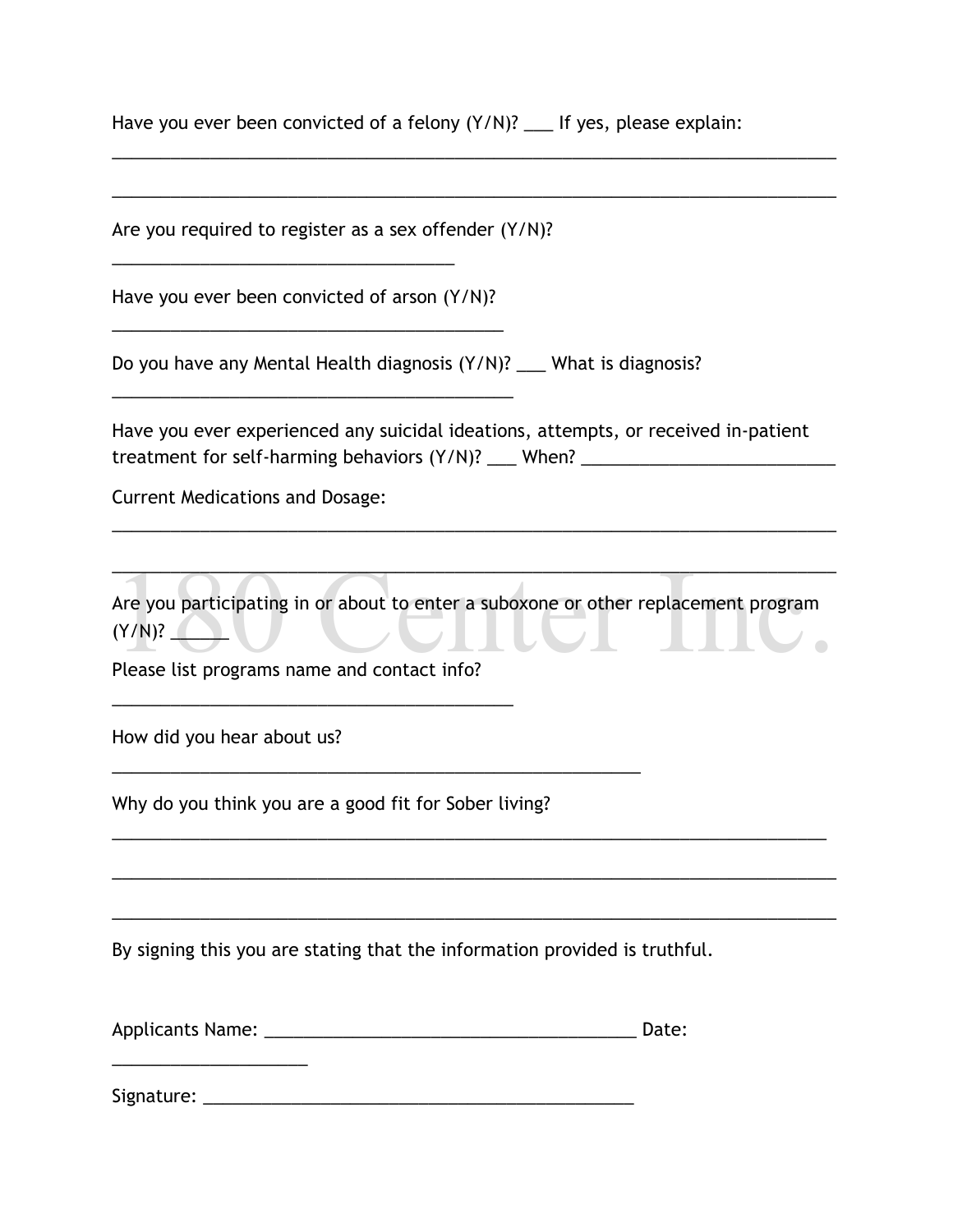Have you ever been convicted of a felony (Y/N)? ___ If yes, please explain:

________________________________________________________________________________

________________________________________________________________________________

Are you required to register as a sex offender (Y/N)?

______________________________________

Have you ever been convicted of arson (Y/N)?

___________________________________________

Do you have any Mental Health diagnosis (Y/N)? ___ What is diagnosis?

____________________________________________

Have you ever experienced any suicidal ideations, attempts, or received in-patient treatment for self-harming behaviors (Y/N)? ___ When? ___________________________

Current Medications and Dosage:

________________________________________________________________________________

________________________________________________________________________________

Are you participating in or about to enter a suboxone or other replacement program (Y/N)? ______

Please list programs name and contact info?

____________________________________________

How did you hear about us?

__________________________________________________________

Why do you think you are a good fit for Sober living?

_______________________________________________________________________________

________________________________________________________________________________

________________________________________________________________________________

By signing this you are stating that the information provided is truthful.

Applicants Name: ________________________________________ Date: _____________________

Signature: _______________________________________________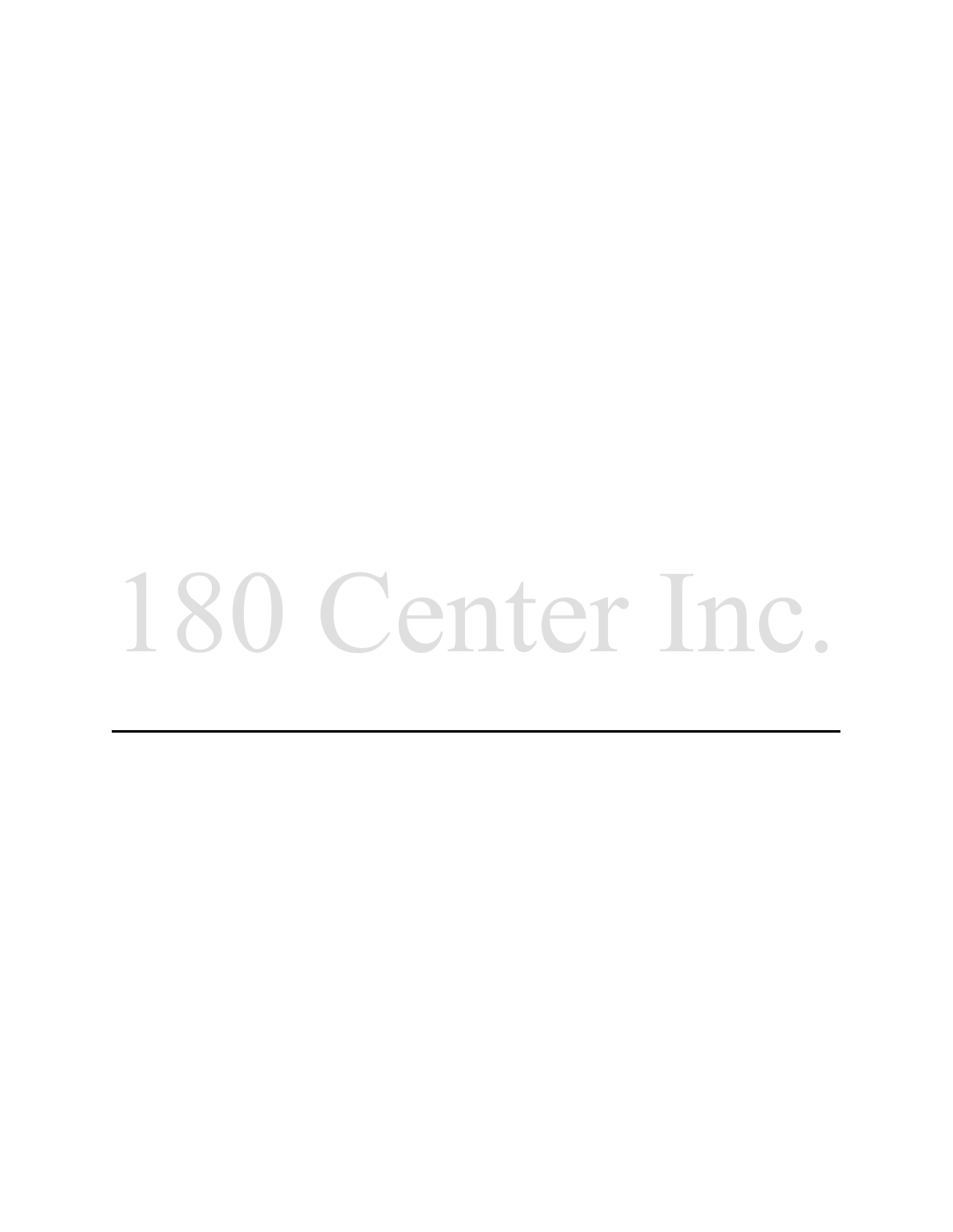# 180 Center Inc.

---